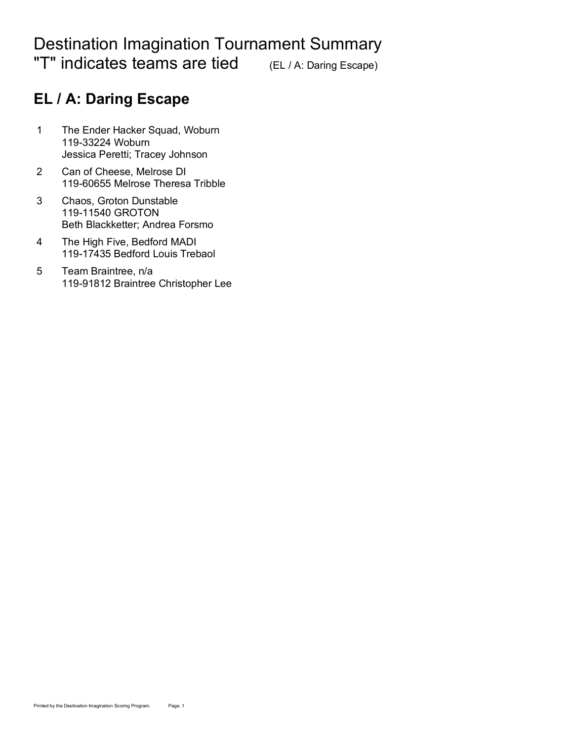# Destination Imagination Tournament Summary

"T" indicates teams are tied (EL / A: Daring Escape)

## EL / A: Daring Escape

1. The Ender Hacker Squad, Woburn
   119-33224 Woburn
   Jessica Peretti; Tracey Johnson
2. Can of Cheese, Melrose DI
   119-60655 Melrose Theresa Tribble
3. Chaos, Groton Dunstable
   119-11540 GROTON
   Beth Blackketter; Andrea Forsmo
4. The High Five, Bedford MADI
   119-17435 Bedford Louis Trebaol
5. Team Braintree, n/a
   119-91812 Braintree Christopher Lee

Printed by the Destination Imagination Scoring Program.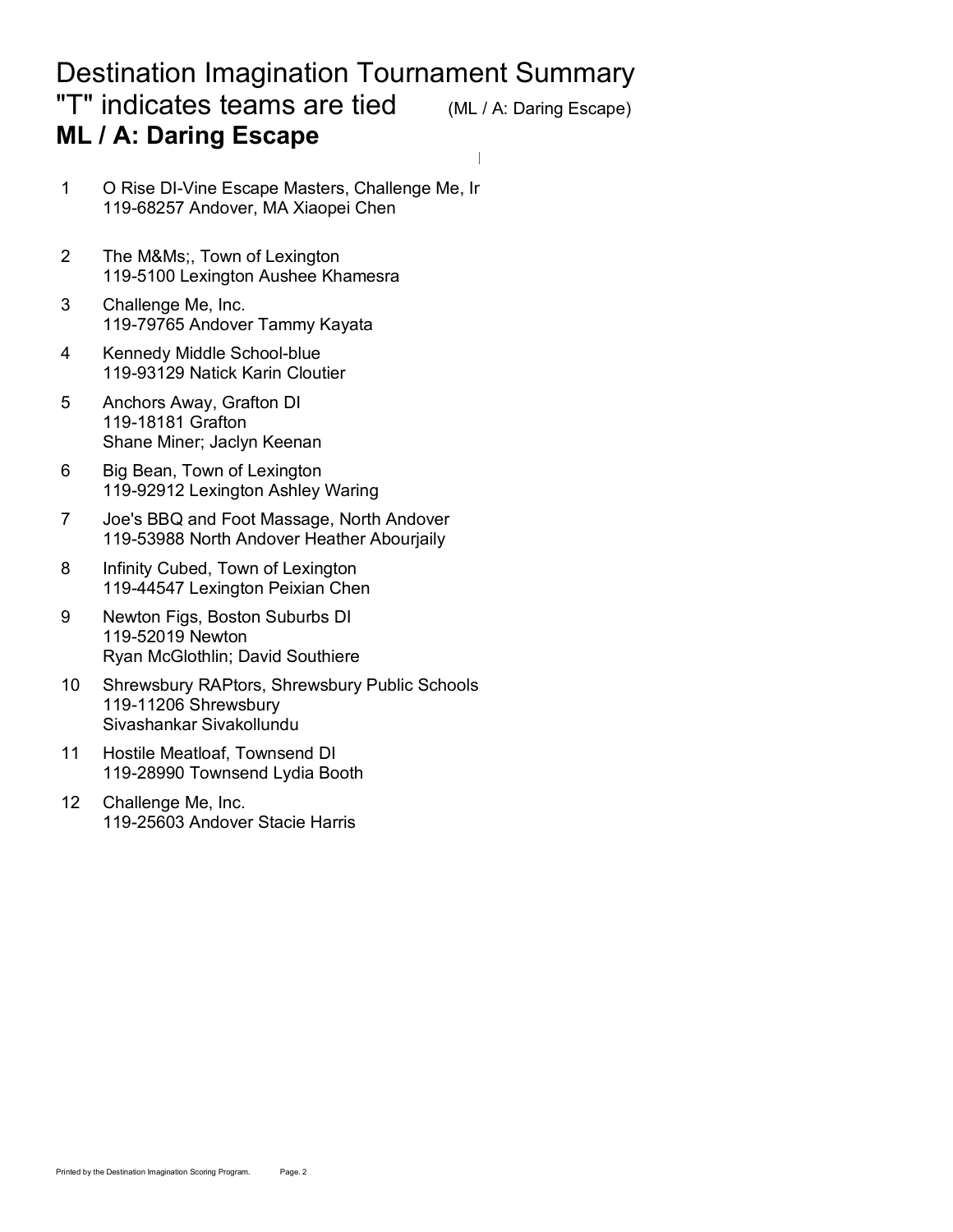# Destination Imagination Tournament Summary

"T" indicates teams are tied (ML / A: Daring Escape)

## ML / A: Daring Escape

1. O Rise DI-Vine Escape Masters, Challenge Me, Ir
   119-68257 Andover, MA Xiaopei Chen

2. The M&Ms;, Town of Lexington
   119-5100 Lexington Aushee Khamesra

3. Challenge Me, Inc.
   119-79765 Andover Tammy Kayata

4. Kennedy Middle School-blue
   119-93129 Natick Karin Cloutier

5. Anchors Away, Grafton DI
   119-18181 Grafton
   Shane Miner; Jaclyn Keenan

6. Big Bean, Town of Lexington
   119-92912 Lexington Ashley Waring

7. Joe's BBQ and Foot Massage, North Andover
   119-53988 North Andover Heather Abourjaily

8. Infinity Cubed, Town of Lexington
   119-44547 Lexington Peixian Chen

9. Newton Figs, Boston Suburbs DI
   119-52019 Newton
   Ryan McGlothlin; David Southiere

10. Shrewsbury RAPtors, Shrewsbury Public Schools
    119-11206 Shrewsbury
    Sivashankar Sivakollundu

11. Hostile Meatloaf, Townsend DI
    119-28990 Townsend Lydia Booth

12. Challenge Me, Inc.
    119-25603 Andover Stacie Harris

Printed by the Destination Imagination Scoring Program.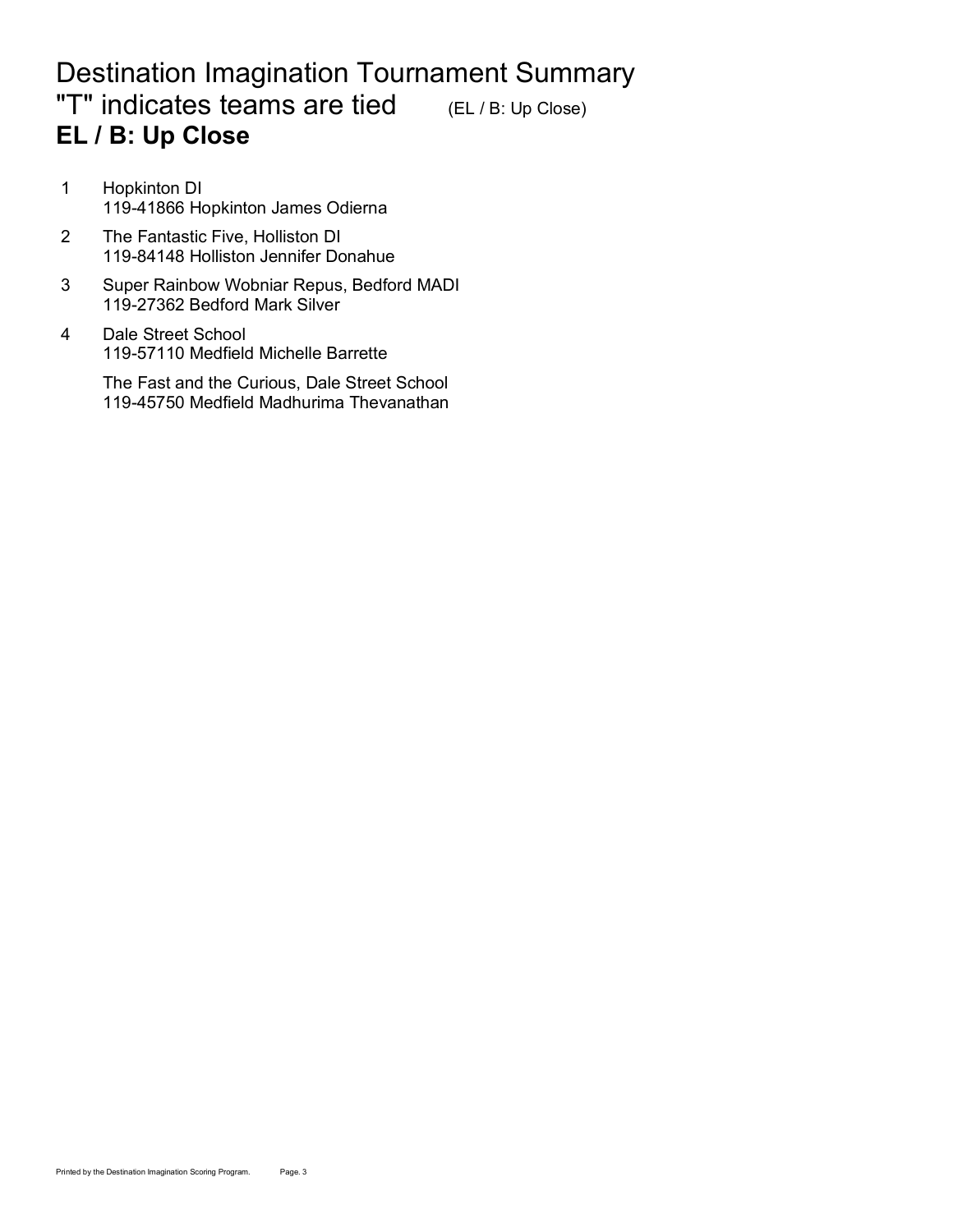# Destination Imagination Tournament Summary

## "T" indicates teams are tied (EL / B: Up Close)

## EL / B: Up Close

1 Hopkinton DI
119-41866 Hopkinton James Odierna

2 The Fantastic Five, Holliston DI
119-84148 Holliston Jennifer Donahue

3 Super Rainbow Wobniar Repus, Bedford MADI
119-27362 Bedford Mark Silver

4 Dale Street School
119-57110 Medfield Michelle Barrette

The Fast and the Curious, Dale Street School
119-45750 Medfield Madhurima Thevanathan

Printed by the Destination Imagination Scoring Program.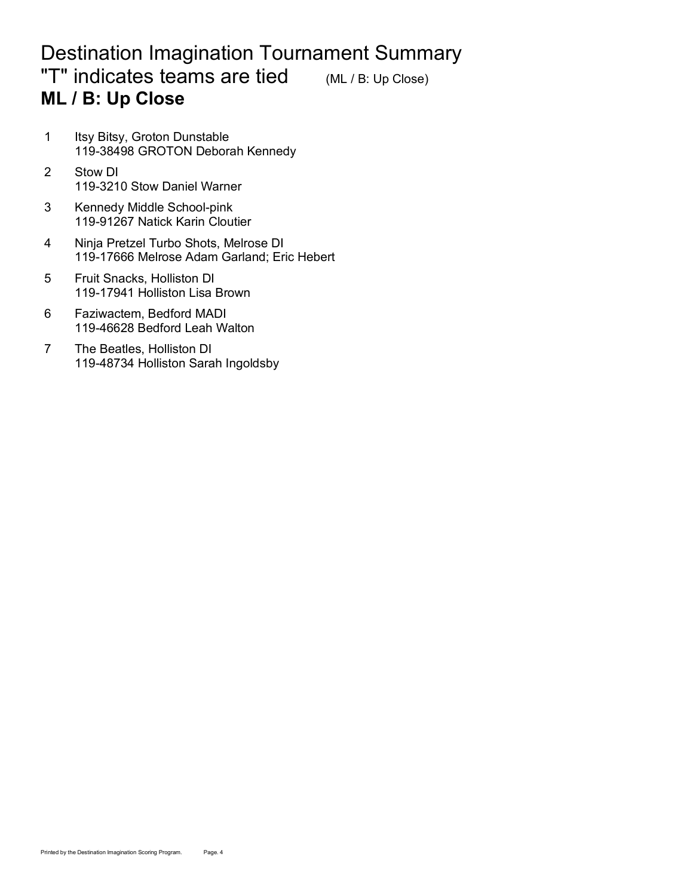# Destination Imagination Tournament Summary

## "T" indicates teams are tied (ML / B: Up Close)

### **ML / B: Up Close**

1. Itsy Bitsy, Groton Dunstable
   119-38498 GROTON Deborah Kennedy
2. Stow DI
   119-3210 Stow Daniel Warner
3. Kennedy Middle School-pink
   119-91267 Natick Karin Cloutier
4. Ninja Pretzel Turbo Shots, Melrose DI
   119-17666 Melrose Adam Garland; Eric Hebert
5. Fruit Snacks, Holliston DI
   119-17941 Holliston Lisa Brown
6. Faziwactem, Bedford MADI
   119-46628 Bedford Leah Walton
7. The Beatles, Holliston DI
   119-48734 Holliston Sarah Ingoldsby

Printed by the Destination Imagination Scoring Program.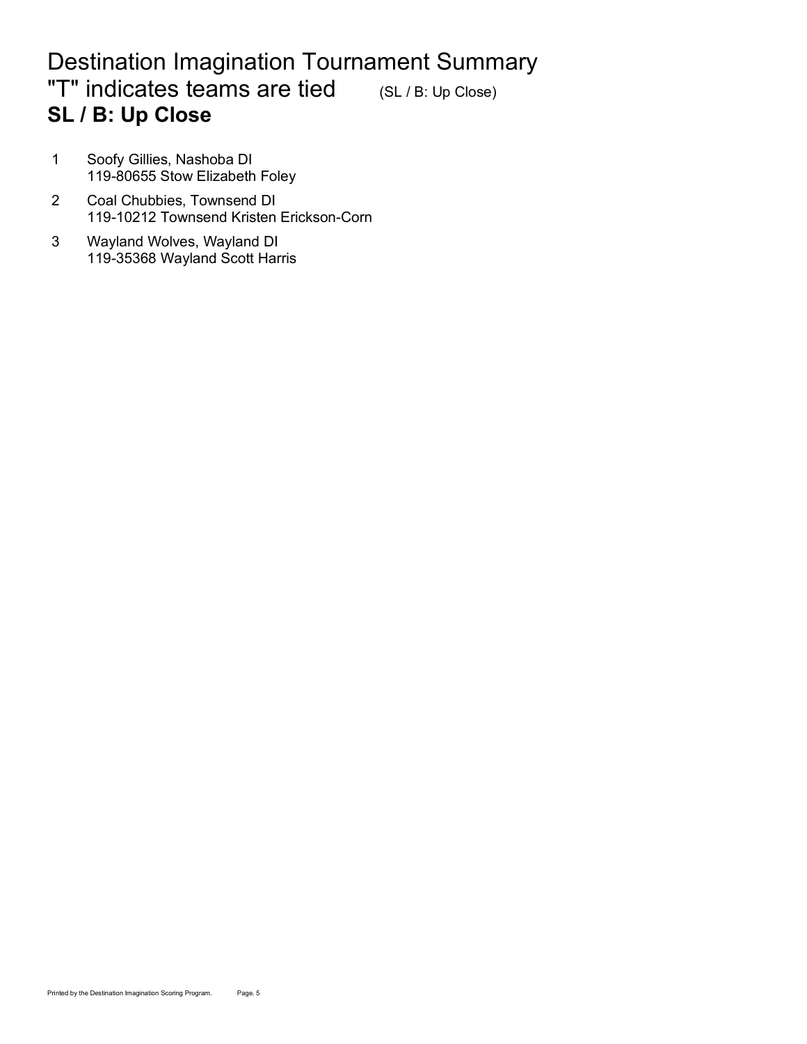# Destination Imagination Tournament Summary

## "T" indicates teams are tied (SL / B: Up Close)

### SL / B: Up Close

1. Soofy Gillies, Nashoba DI
   119-80655 Stow Elizabeth Foley
2. Coal Chubbies, Townsend DI
   119-10212 Townsend Kristen Erickson-Corn
3. Wayland Wolves, Wayland DI
   119-35368 Wayland Scott Harris

Printed by the Destination Imagination Scoring Program.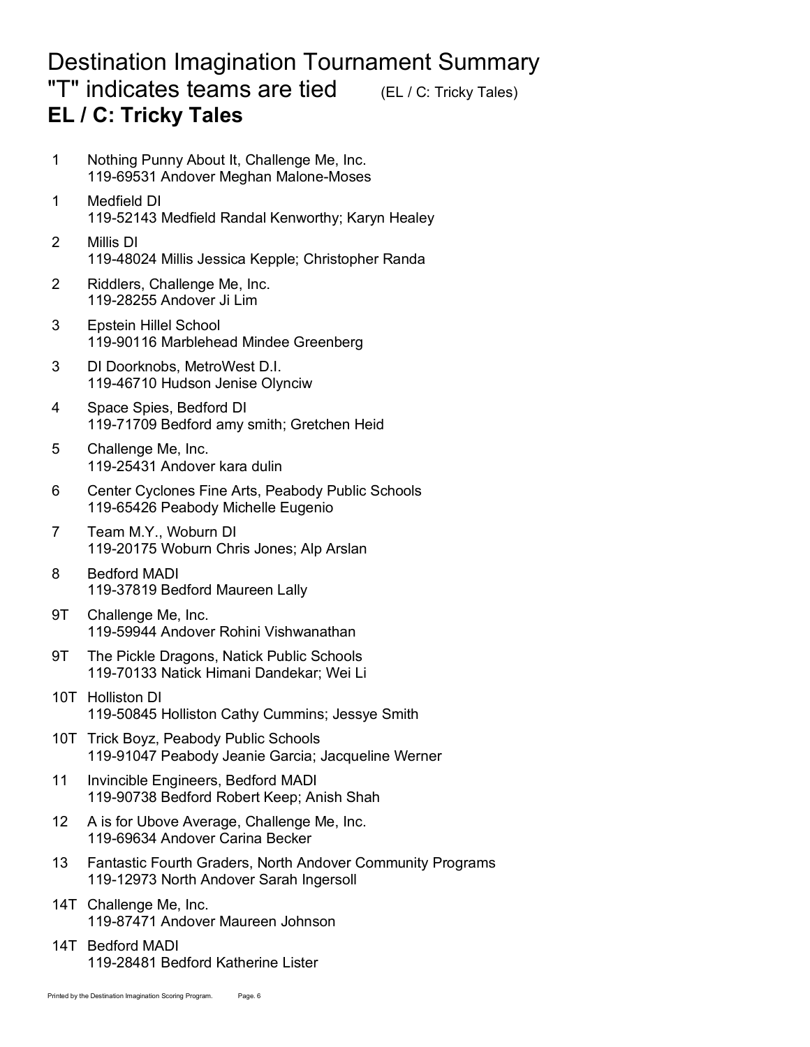# Destination Imagination Tournament Summary

## "T" indicates teams are tied (EL / C: Tricky Tales)

### **EL / C: Tricky Tales**

1 Nothing Punny About It, Challenge Me, Inc.
119-69531 Andover Meghan Malone-Moses

1 Medfield DI
119-52143 Medfield Randal Kenworthy; Karyn Healey

2 Millis DI
119-48024 Millis Jessica Kepple; Christopher Randa

2 Riddlers, Challenge Me, Inc.
119-28255 Andover Ji Lim

3 Epstein Hillel School
119-90116 Marblehead Mindee Greenberg

3 DI Doorknobs, MetroWest D.I.
119-46710 Hudson Jenise Olynciw

4 Space Spies, Bedford DI
119-71709 Bedford amy smith; Gretchen Heid

5 Challenge Me, Inc.
119-25431 Andover kara dulin

6 Center Cyclones Fine Arts, Peabody Public Schools
119-65426 Peabody Michelle Eugenio

7 Team M.Y., Woburn DI
119-20175 Woburn Chris Jones; Alp Arslan

8 Bedford MADI
119-37819 Bedford Maureen Lally

9T Challenge Me, Inc.
119-59944 Andover Rohini Vishwanathan

9T The Pickle Dragons, Natick Public Schools
119-70133 Natick Himani Dandekar; Wei Li

10T Holliston DI
119-50845 Holliston Cathy Cummins; Jessye Smith

10T Trick Boyz, Peabody Public Schools
119-91047 Peabody Jeanie Garcia; Jacqueline Werner

11 Invincible Engineers, Bedford MADI
119-90738 Bedford Robert Keep; Anish Shah

12 A is for Ubove Average, Challenge Me, Inc.
119-69634 Andover Carina Becker

13 Fantastic Fourth Graders, North Andover Community Programs
119-12973 North Andover Sarah Ingersoll

14T Challenge Me, Inc.
119-87471 Andover Maureen Johnson

14T Bedford MADI
119-28481 Bedford Katherine Lister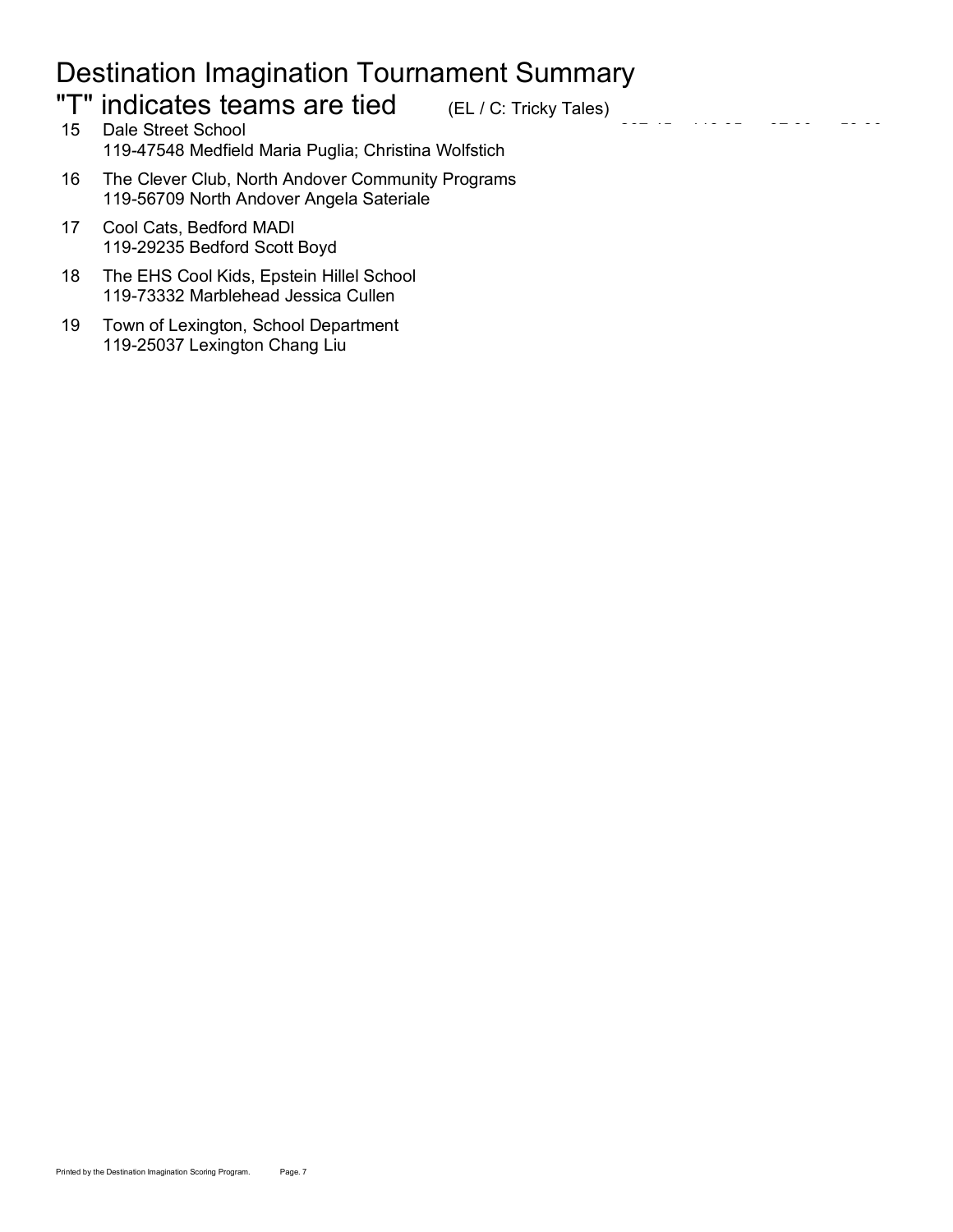# Destination Imagination Tournament Summary

## "T" indicates teams are tied (EL / C: Tricky Tales)

15 Dale Street School
119-47548 Medfield Maria Puglia; Christina Wolfstich

16 The Clever Club, North Andover Community Programs
119-56709 North Andover Angela Sateriale

17 Cool Cats, Bedford MADI
119-29235 Bedford Scott Boyd

18 The EHS Cool Kids, Epstein Hillel School
119-73332 Marblehead Jessica Cullen

19 Town of Lexington, School Department
119-25037 Lexington Chang Liu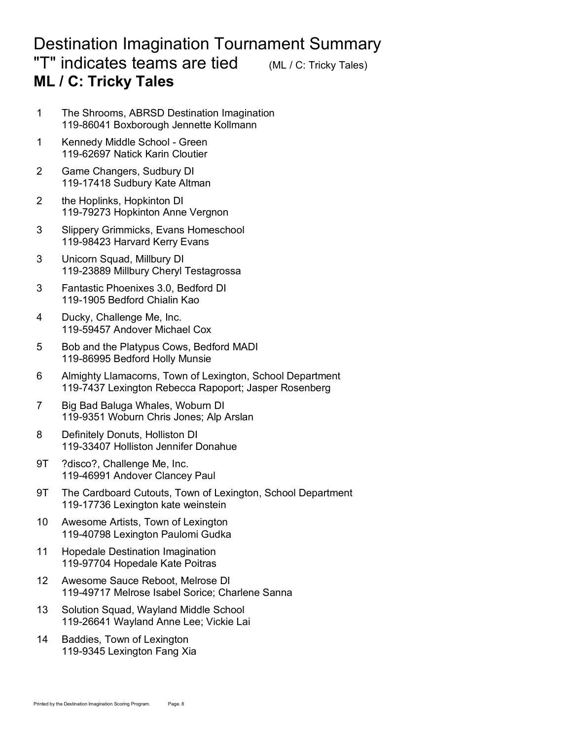# Destination Imagination Tournament Summary

## "T" indicates teams are tied (ML / C: Tricky Tales)

### ML / C: Tricky Tales

1 The Shrooms, ABRSD Destination Imagination
119-86041 Boxborough Jennette Kollmann

1 Kennedy Middle School - Green
119-62697 Natick Karin Cloutier

2 Game Changers, Sudbury DI
119-17418 Sudbury Kate Altman

2 the Hoplinks, Hopkinton DI
119-79273 Hopkinton Anne Vergnon

3 Slippery Grimmicks, Evans Homeschool
119-98423 Harvard Kerry Evans

3 Unicorn Squad, Millbury DI
119-23889 Millbury Cheryl Testagrossa

3 Fantastic Phoenixes 3.0, Bedford DI
119-1905 Bedford Chialin Kao

4 Ducky, Challenge Me, Inc.
119-59457 Andover Michael Cox

5 Bob and the Platypus Cows, Bedford MADI
119-86995 Bedford Holly Munsie

6 Almighty Llamacorns, Town of Lexington, School Department
119-7437 Lexington Rebecca Rapoport; Jasper Rosenberg

7 Big Bad Baluga Whales, Woburn DI
119-9351 Woburn Chris Jones; Alp Arslan

8 Definitely Donuts, Holliston DI
119-33407 Holliston Jennifer Donahue

9T ?disco?, Challenge Me, Inc.
119-46991 Andover Clancey Paul

9T The Cardboard Cutouts, Town of Lexington, School Department
119-17736 Lexington kate weinstein

10 Awesome Artists, Town of Lexington
119-40798 Lexington Paulomi Gudka

11 Hopedale Destination Imagination
119-97704 Hopedale Kate Poitras

12 Awesome Sauce Reboot, Melrose DI
119-49717 Melrose Isabel Sorice; Charlene Sanna

13 Solution Squad, Wayland Middle School
119-26641 Wayland Anne Lee; Vickie Lai

14 Baddies, Town of Lexington
119-9345 Lexington Fang Xia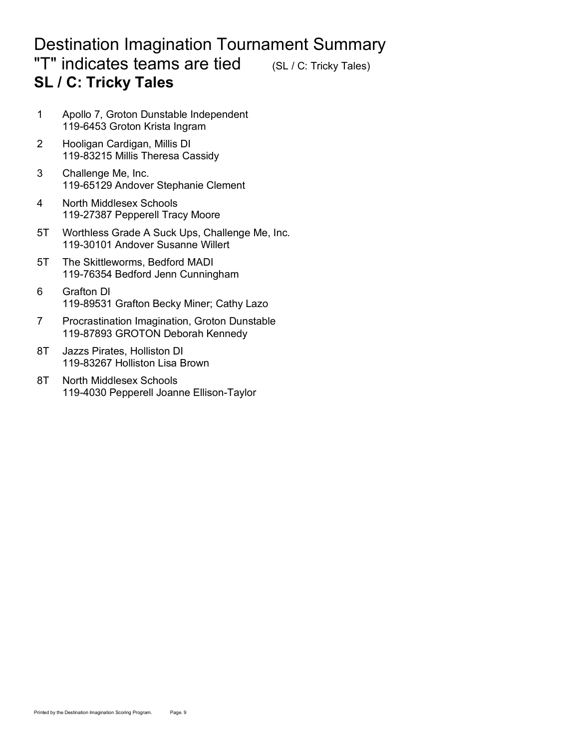# Destination Imagination Tournament Summary

## "T" indicates teams are tied (SL / C: Tricky Tales)

### SL / C: Tricky Tales

1 Apollo 7, Groton Dunstable Independent
119-6453 Groton Krista Ingram

2 Hooligan Cardigan, Millis DI
119-83215 Millis Theresa Cassidy

3 Challenge Me, Inc.
119-65129 Andover Stephanie Clement

4 North Middlesex Schools
119-27387 Pepperell Tracy Moore

5T Worthless Grade A Suck Ups, Challenge Me, Inc.
119-30101 Andover Susanne Willert

5T The Skittleworms, Bedford MADI
119-76354 Bedford Jenn Cunningham

6 Grafton DI
119-89531 Grafton Becky Miner; Cathy Lazo

7 Procrastination Imagination, Groton Dunstable
119-87893 GROTON Deborah Kennedy

8T Jazzs Pirates, Holliston DI
119-83267 Holliston Lisa Brown

8T North Middlesex Schools
119-4030 Pepperell Joanne Ellison-Taylor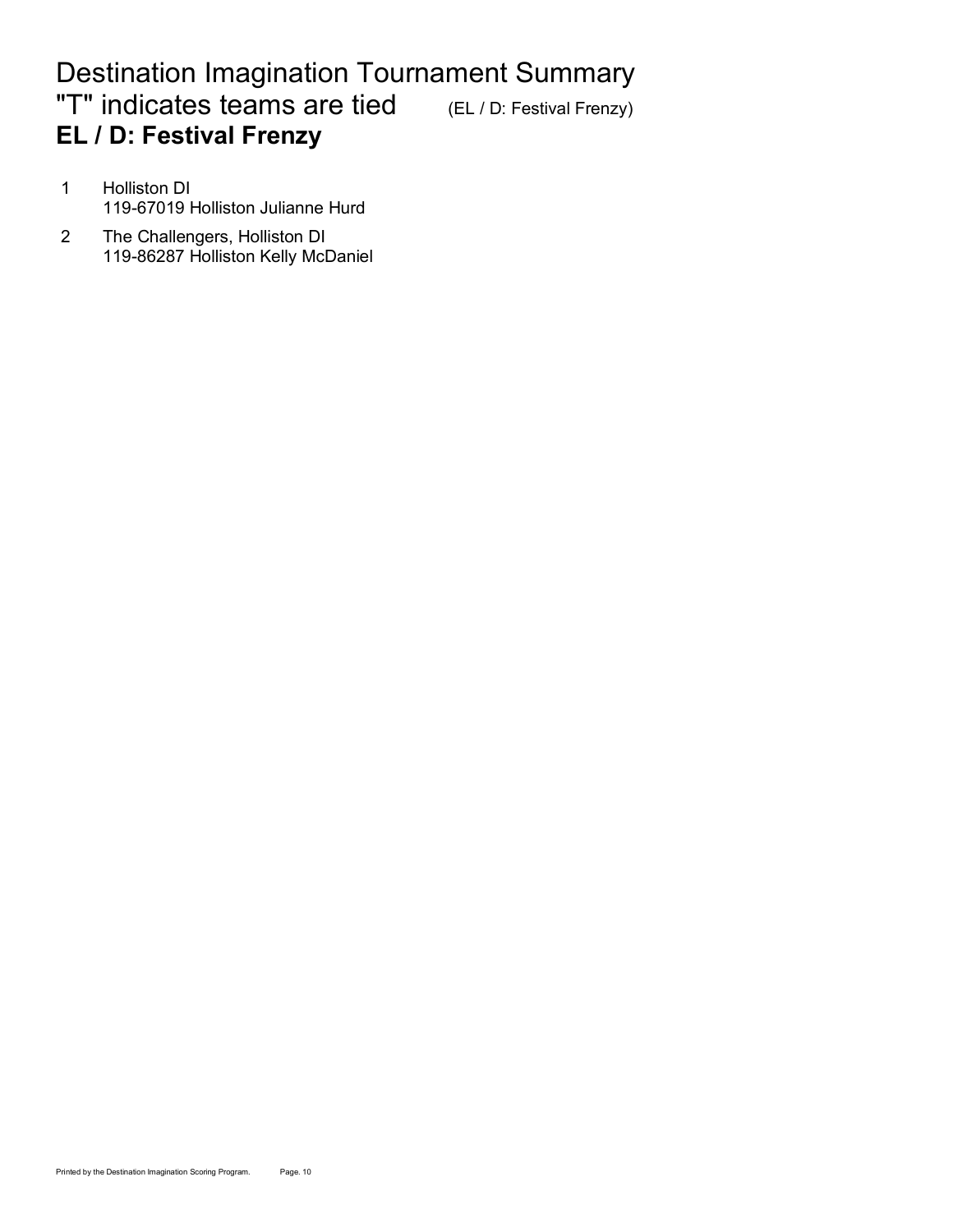# Destination Imagination Tournament Summary

## "T" indicates teams are tied (EL / D: Festival Frenzy)

### EL / D: Festival Frenzy

1. Holliston DI
   119-67019 Holliston Julianne Hurd
2. The Challengers, Holliston DI
   119-86287 Holliston Kelly McDaniel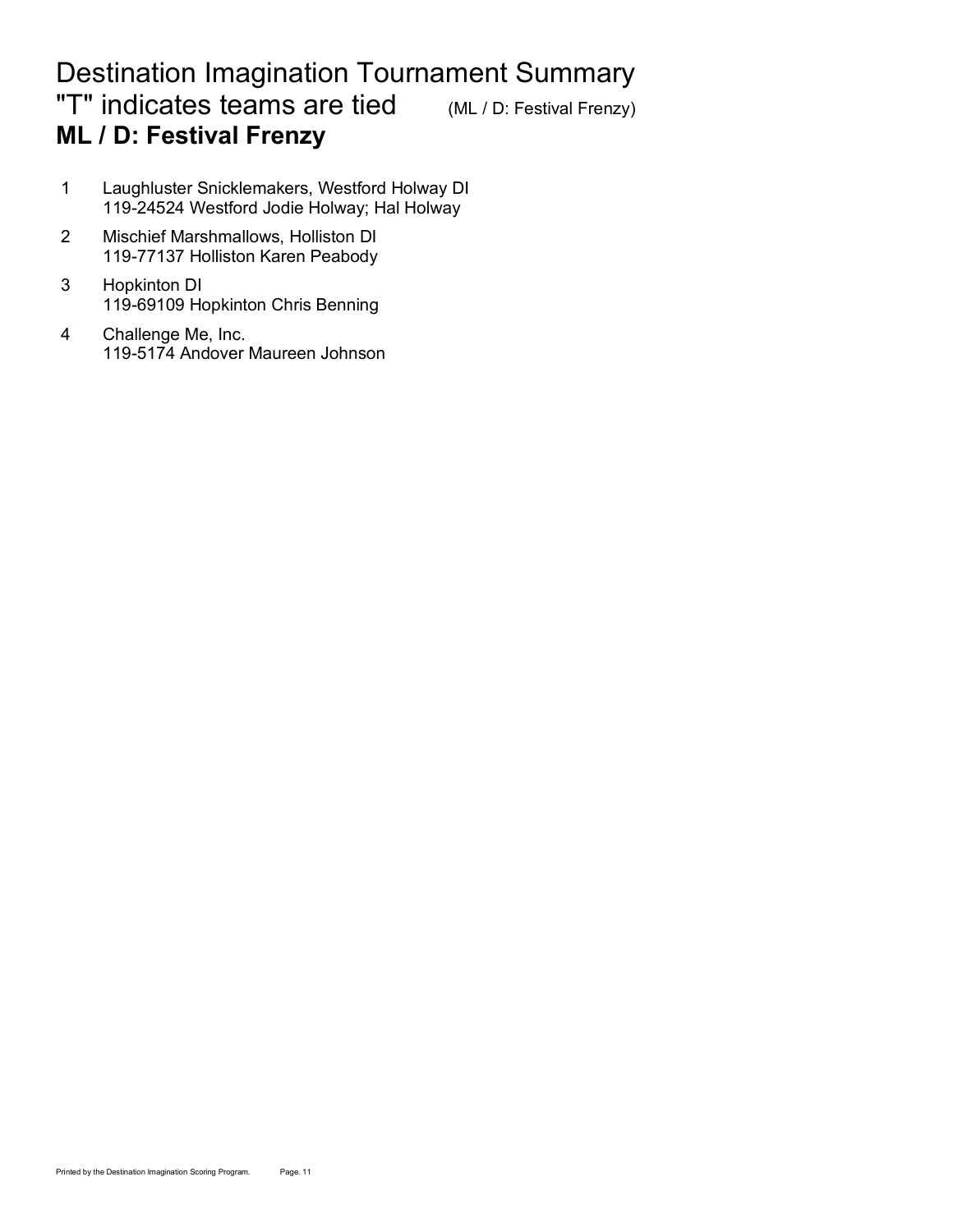# Destination Imagination Tournament Summary

"T" indicates teams are tied (ML / D: Festival Frenzy)

## ML / D: Festival Frenzy

1. Laughluster Snicklemakers, Westford Holway DI
   119-24524 Westford Jodie Holway; Hal Holway
2. Mischief Marshmallows, Holliston DI
   119-77137 Holliston Karen Peabody
3. Hopkinton DI
   119-69109 Hopkinton Chris Benning
4. Challenge Me, Inc.
   119-5174 Andover Maureen Johnson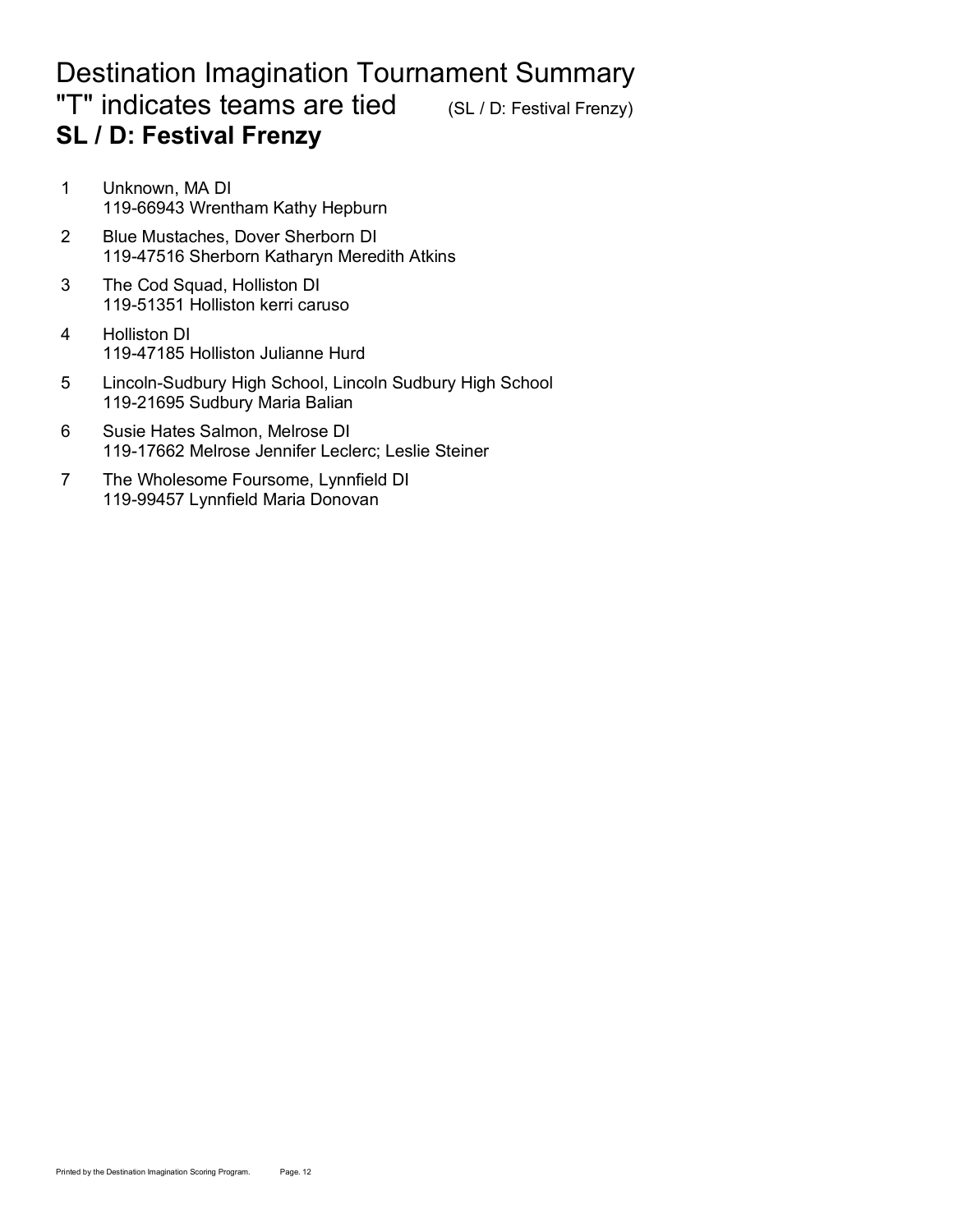# Destination Imagination Tournament Summary

"T" indicates teams are tied (SL / D: Festival Frenzy)

## SL / D: Festival Frenzy

1. Unknown, MA DI
   119-66943 Wrentham Kathy Hepburn
2. Blue Mustaches, Dover Sherborn DI
   119-47516 Sherborn Katharyn Meredith Atkins
3. The Cod Squad, Holliston DI
   119-51351 Holliston kerri caruso
4. Holliston DI
   119-47185 Holliston Julianne Hurd
5. Lincoln-Sudbury High School, Lincoln Sudbury High School
   119-21695 Sudbury Maria Balian
6. Susie Hates Salmon, Melrose DI
   119-17662 Melrose Jennifer Leclerc; Leslie Steiner
7. The Wholesome Foursome, Lynnfield DI
   119-99457 Lynnfield Maria Donovan

Printed by the Destination Imagination Scoring Program.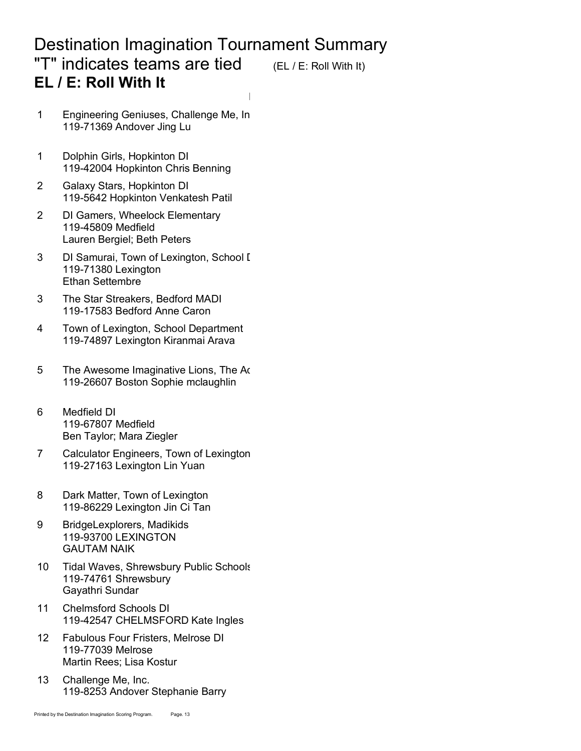# Destination Imagination Tournament Summary

"T" indicates teams are tied (EL / E: Roll With It)

## EL / E: Roll With It

1 Engineering Geniuses, Challenge Me, In
119-71369 Andover Jing Lu

1 Dolphin Girls, Hopkinton DI
119-42004 Hopkinton Chris Benning

2 Galaxy Stars, Hopkinton DI
119-5642 Hopkinton Venkatesh Patil

2 DI Gamers, Wheelock Elementary
119-45809 Medfield
Lauren Bergiel; Beth Peters

3 DI Samurai, Town of Lexington, School D
119-71380 Lexington
Ethan Settembre

3 The Star Streakers, Bedford MADI
119-17583 Bedford Anne Caron

4 Town of Lexington, School Department
119-74897 Lexington Kiranmai Arava

5 The Awesome Imaginative Lions, The Ac
119-26607 Boston Sophie mclaughlin

6 Medfield DI
119-67807 Medfield
Ben Taylor; Mara Ziegler

7 Calculator Engineers, Town of Lexington
119-27163 Lexington Lin Yuan

8 Dark Matter, Town of Lexington
119-86229 Lexington Jin Ci Tan

9 BridgeLexplorers, Madikids
119-93700 LEXINGTON
GAUTAM NAIK

10 Tidal Waves, Shrewsbury Public Schools
119-74761 Shrewsbury
Gayathri Sundar

11 Chelmsford Schools DI
119-42547 CHELMSFORD Kate Ingles

12 Fabulous Four Fristers, Melrose DI
119-77039 Melrose
Martin Rees; Lisa Kostur

13 Challenge Me, Inc.
119-8253 Andover Stephanie Barry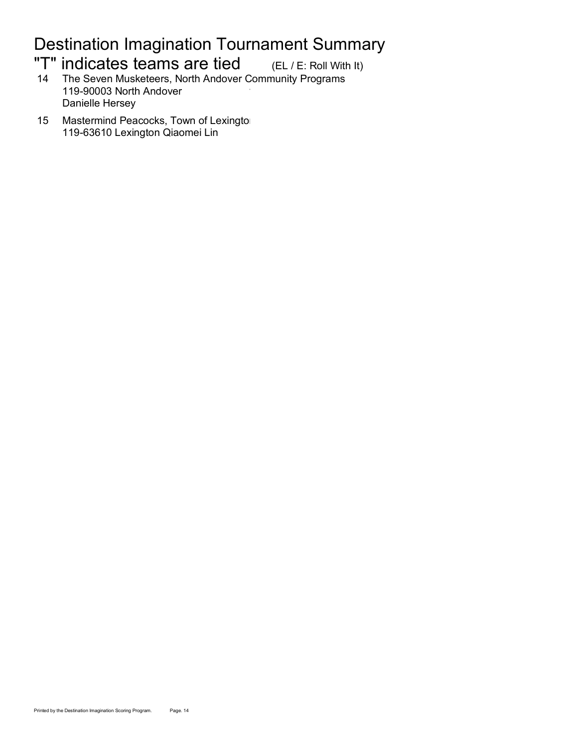# Destination Imagination Tournament Summary

## "T" indicates teams are tied (EL / E: Roll With It)

14 The Seven Musketeers, North Andover Community Programs
119-90003 North Andover
Danielle Hersey

15 Mastermind Peacocks, Town of Lexingto
119-63610 Lexington Qiaomei Lin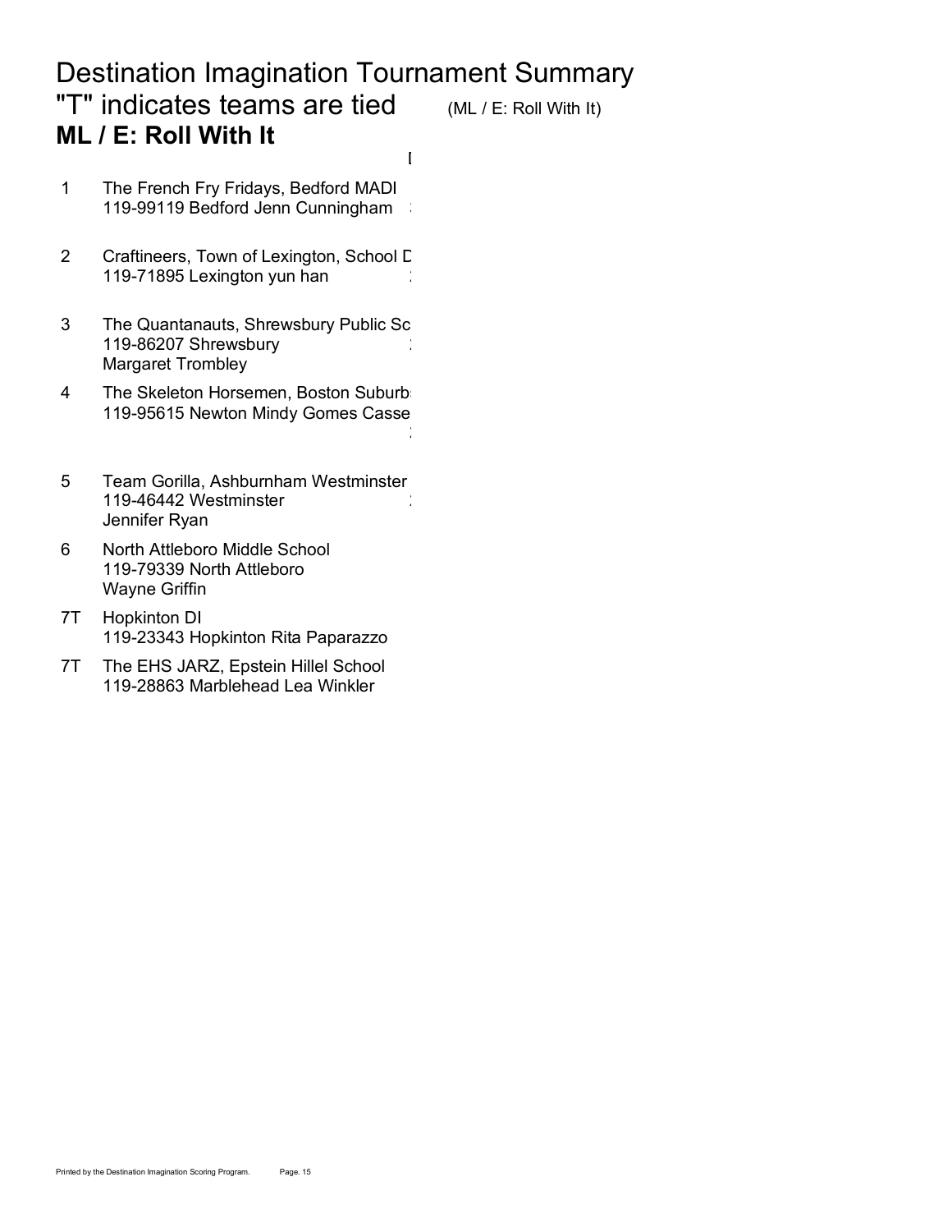# Destination Imagination Tournament Summary

## "T" indicates teams are tied (ML / E: Roll With It)

### ML / E: Roll With It

1. The French Fry Fridays, Bedford MADI
   119-99119 Bedford Jenn Cunningham

2. Craftineers, Town of Lexington, School D
   119-71895 Lexington yun han

3. The Quantanauts, Shrewsbury Public Sc
   119-86207 Shrewsbury
   Margaret Trombley

4. The Skeleton Horsemen, Boston Suburb
   119-95615 Newton Mindy Gomes Casse

5. Team Gorilla, Ashburnham Westminster
   119-46442 Westminster
   Jennifer Ryan

6. North Attleboro Middle School
   119-79339 North Attleboro
   Wayne Griffin

7T. Hopkinton DI
   119-23343 Hopkinton Rita Paparazzo

7T. The EHS JARZ, Epstein Hillel School
   119-28863 Marblehead Lea Winkler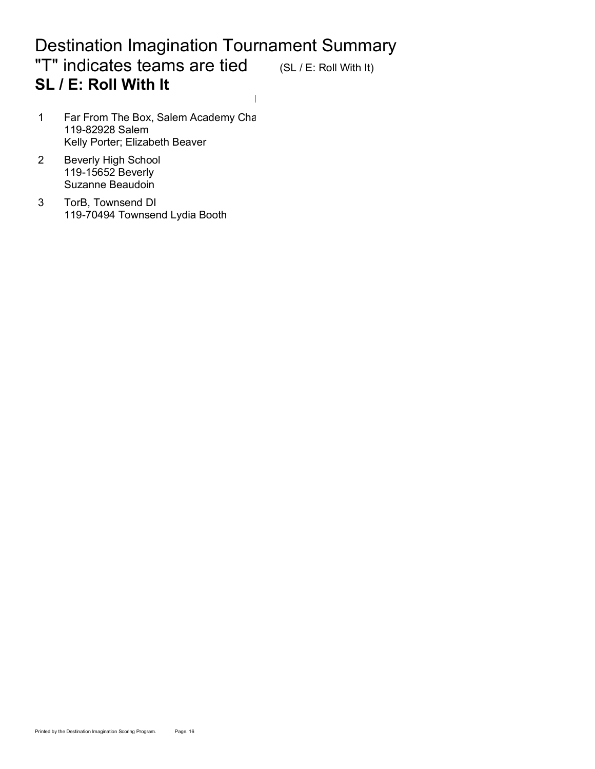# Destination Imagination Tournament Summary

## "T" indicates teams are tied (SL / E: Roll With It)

**SL / E: Roll With It**

1. Far From The Box, Salem Academy Cha
   119-82928 Salem
   Kelly Porter; Elizabeth Beaver
2. Beverly High School
   119-15652 Beverly
   Suzanne Beaudoin
3. TorB, Townsend DI
   119-70494 Townsend Lydia Booth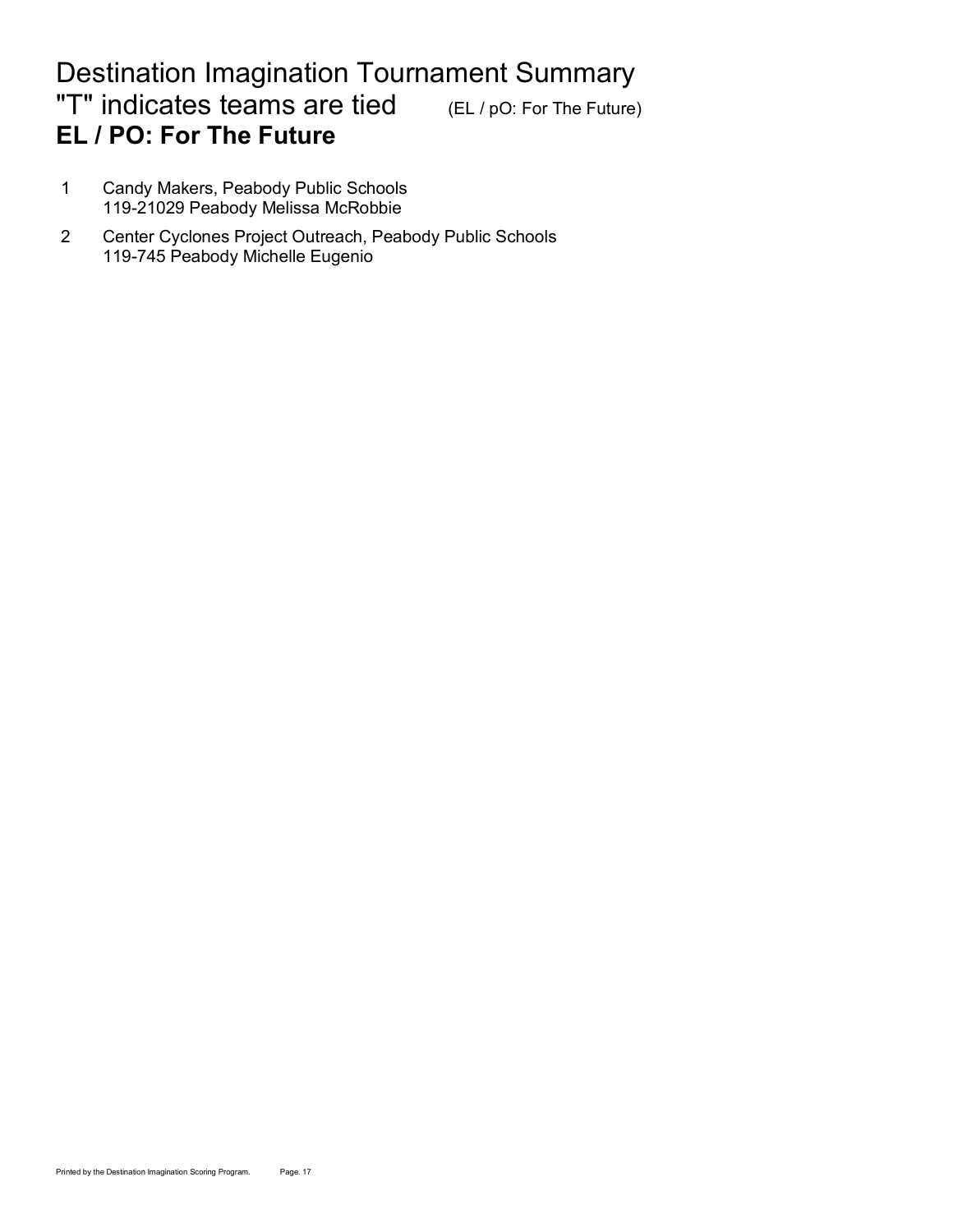# Destination Imagination Tournament Summary

## "T" indicates teams are tied (EL / pO: For The Future)

### EL / PO: For The Future

1 Candy Makers, Peabody Public Schools
119-21029 Peabody Melissa McRobbie

2 Center Cyclones Project Outreach, Peabody Public Schools
119-745 Peabody Michelle Eugenio

Printed by the Destination Imagination Scoring Program.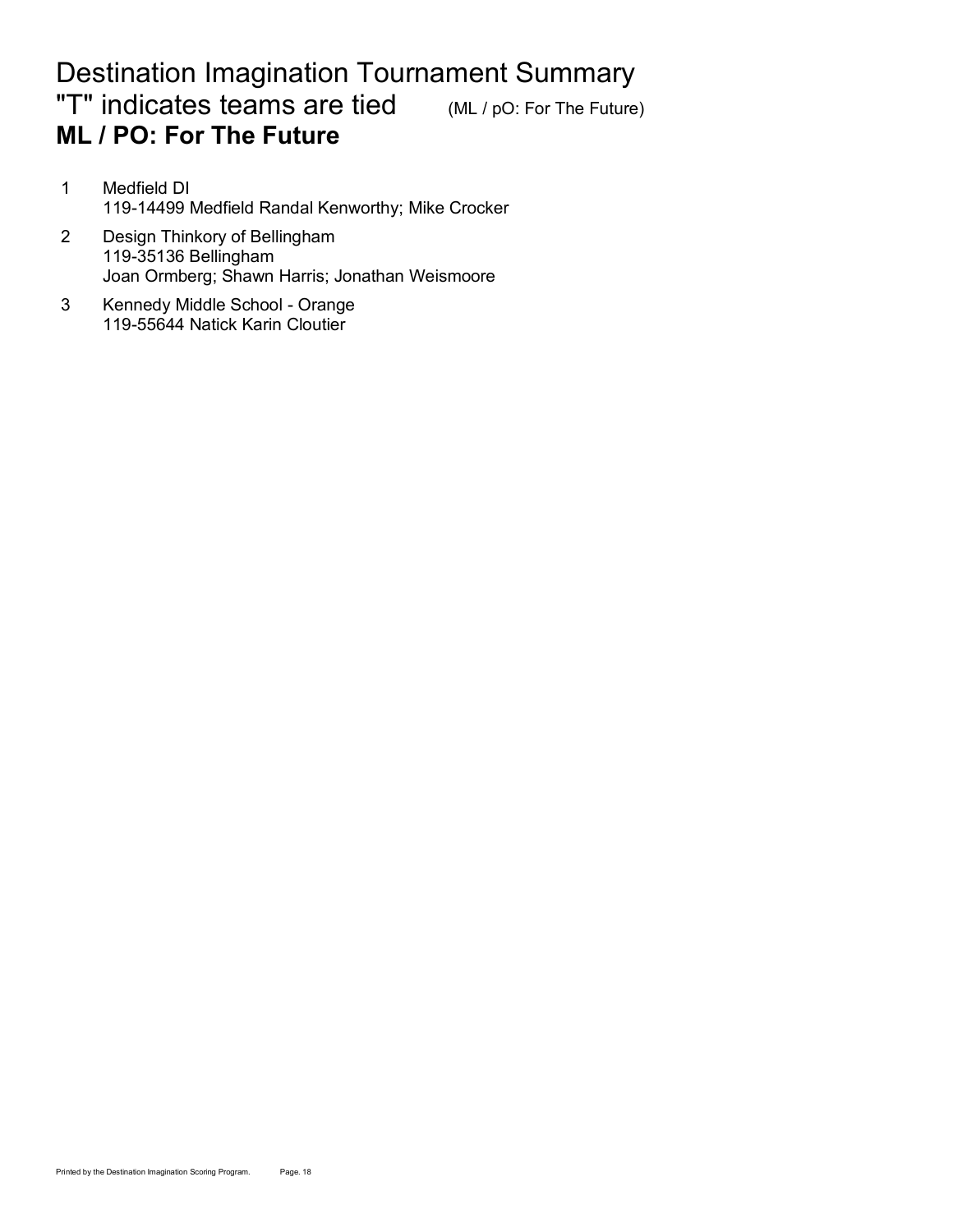# Destination Imagination Tournament Summary

## "T" indicates teams are tied (ML / pO: For The Future)

### **ML / PO: For The Future**

1. Medfield DI
   119-14499 Medfield Randal Kenworthy; Mike Crocker
2. Design Thinkory of Bellingham
   119-35136 Bellingham
   Joan Ormberg; Shawn Harris; Jonathan Weismoore
3. Kennedy Middle School - Orange
   119-55644 Natick Karin Cloutier

Printed by the Destination Imagination Scoring Program.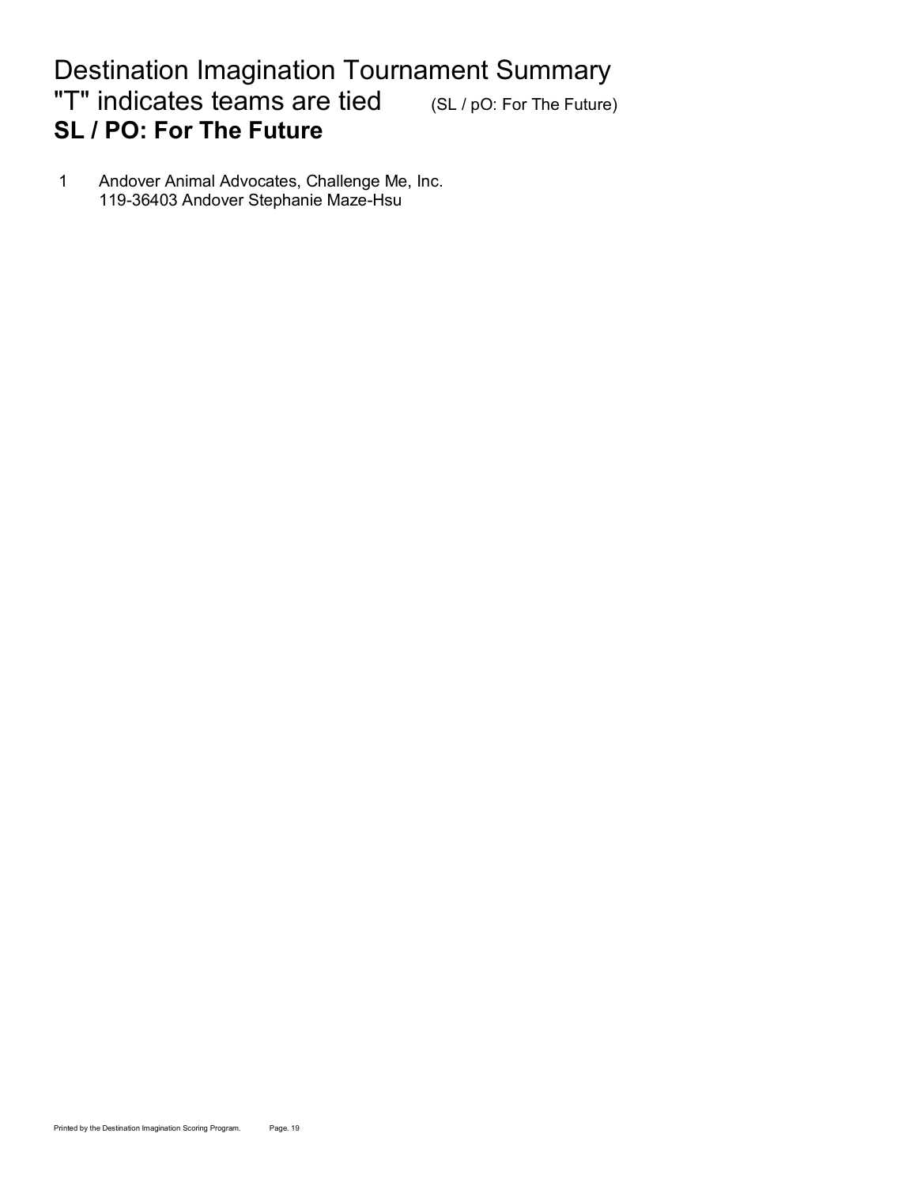# Destination Imagination Tournament Summary

## "T" indicates teams are tied (SL / pO: For The Future)

### SL / PO: For The Future

1 Andover Animal Advocates, Challenge Me, Inc.
119-36403 Andover Stephanie Maze-Hsu

Printed by the Destination Imagination Scoring Program.